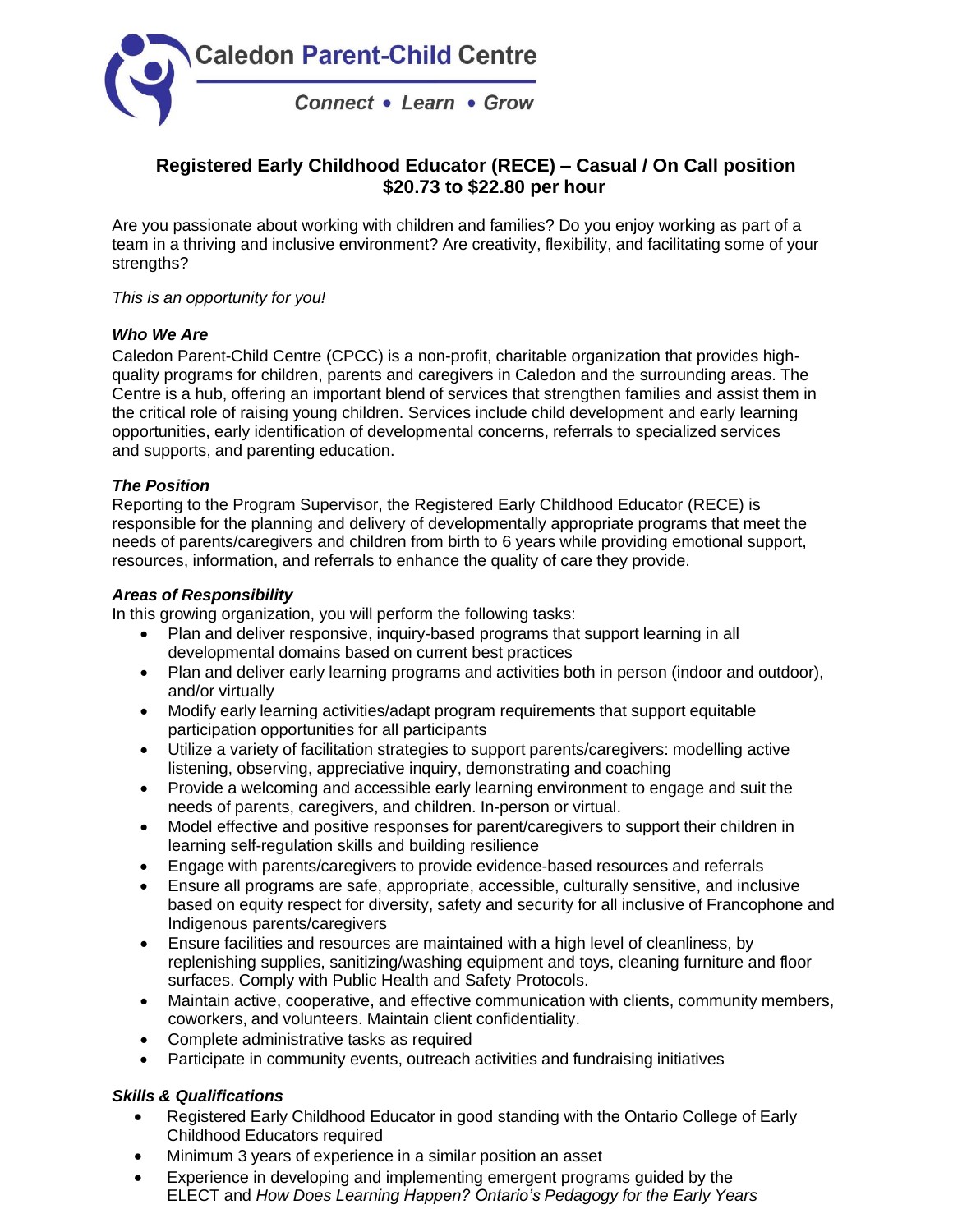Caledon Parent-Child Centre

*Connect • Learn • Grow*

# Registered Early Childhood Educator (RECE) – Casual / On Call position
## $20.73 to $22.80 per hour

Are you passionate about working with children and families? Do you enjoy working as part of a team in a thriving and inclusive environment? Are creativity, flexibility, and facilitating some of your strengths?

*This is an opportunity for you!*

### *Who We Are*

Caledon Parent-Child Centre (CPCC) is a non-profit, charitable organization that provides high-quality programs for children, parents and caregivers in Caledon and the surrounding areas. The Centre is a hub, offering an important blend of services that strengthen families and assist them in the critical role of raising young children. Services include child development and early learning opportunities, early identification of developmental concerns, referrals to specialized services and supports, and parenting education.

### *The Position*

Reporting to the Program Supervisor, the Registered Early Childhood Educator (RECE) is responsible for the planning and delivery of developmentally appropriate programs that meet the needs of parents/caregivers and children from birth to 6 years while providing emotional support, resources, information, and referrals to enhance the quality of care they provide.

### *Areas of Responsibility*

In this growing organization, you will perform the following tasks:

- Plan and deliver responsive, inquiry-based programs that support learning in all developmental domains based on current best practices
- Plan and deliver early learning programs and activities both in person (indoor and outdoor), and/or virtually
- Modify early learning activities/adapt program requirements that support equitable participation opportunities for all participants
- Utilize a variety of facilitation strategies to support parents/caregivers: modelling active listening, observing, appreciative inquiry, demonstrating and coaching
- Provide a welcoming and accessible early learning environment to engage and suit the needs of parents, caregivers, and children. In-person or virtual.
- Model effective and positive responses for parent/caregivers to support their children in learning self-regulation skills and building resilience
- Engage with parents/caregivers to provide evidence-based resources and referrals
- Ensure all programs are safe, appropriate, accessible, culturally sensitive, and inclusive based on equity respect for diversity, safety and security for all inclusive of Francophone and Indigenous parents/caregivers
- Ensure facilities and resources are maintained with a high level of cleanliness, by replenishing supplies, sanitizing/washing equipment and toys, cleaning furniture and floor surfaces. Comply with Public Health and Safety Protocols.
- Maintain active, cooperative, and effective communication with clients, community members, coworkers, and volunteers. Maintain client confidentiality.
- Complete administrative tasks as required
- Participate in community events, outreach activities and fundraising initiatives

### *Skills & Qualifications*

- Registered Early Childhood Educator in good standing with the Ontario College of Early Childhood Educators required
- Minimum 3 years of experience in a similar position an asset
- Experience in developing and implementing emergent programs guided by the ELECT and *How Does Learning Happen? Ontario's Pedagogy for the Early Years*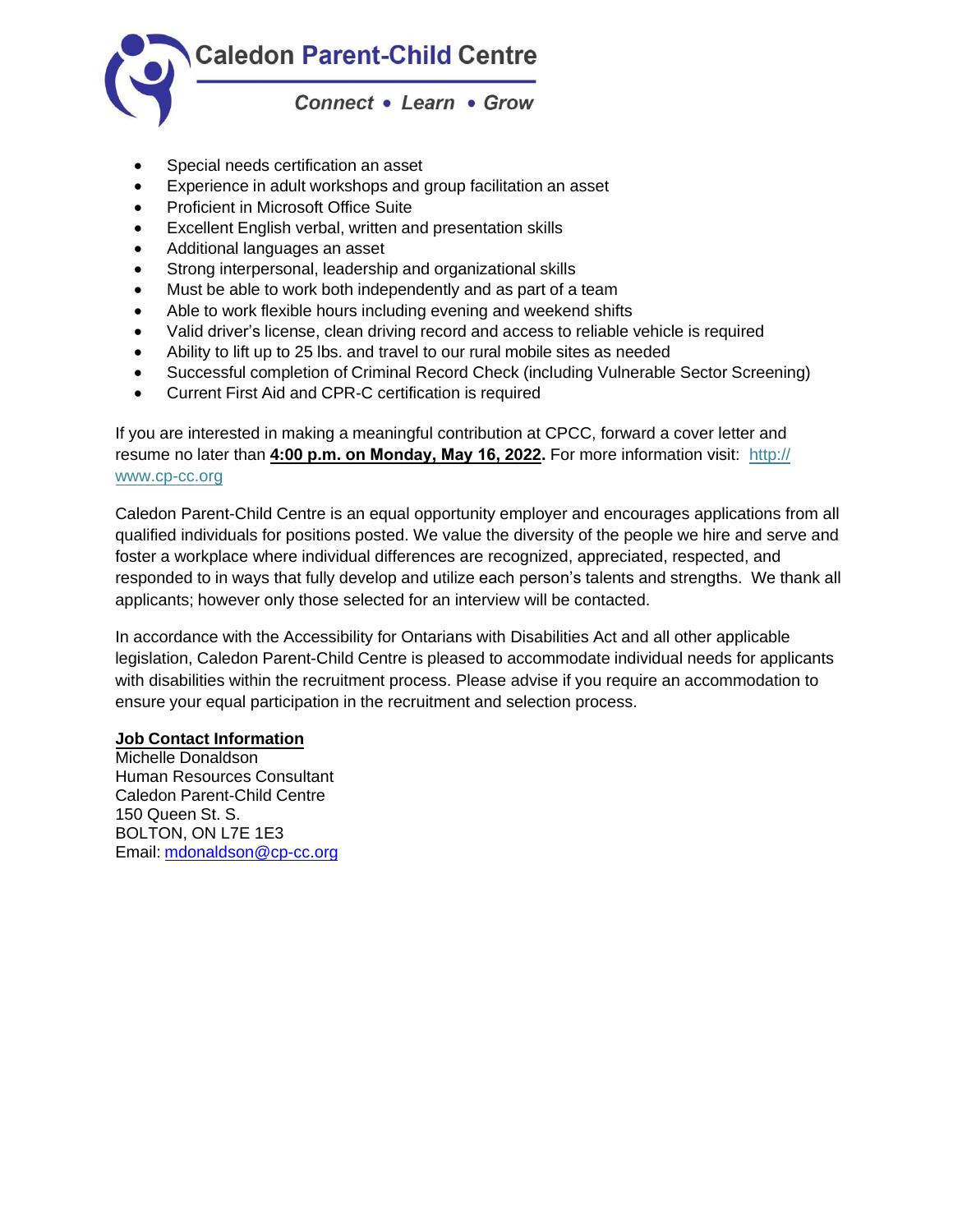- Special needs certification an asset
- Experience in adult workshops and group facilitation an asset
- Proficient in Microsoft Office Suite
- Excellent English verbal, written and presentation skills
- Additional languages an asset
- Strong interpersonal, leadership and organizational skills
- Must be able to work both independently and as part of a team
- Able to work flexible hours including evening and weekend shifts
- Valid driver's license, clean driving record and access to reliable vehicle is required
- Ability to lift up to 25 lbs. and travel to our rural mobile sites as needed
- Successful completion of Criminal Record Check (including Vulnerable Sector Screening)
- Current First Aid and CPR-C certification is required

If you are interested in making a meaningful contribution at CPCC, forward a cover letter and resume no later than **4:00 p.m. on Monday, May 16, 2022**. For more information visit: http://www.cp-cc.org

Caledon Parent-Child Centre is an equal opportunity employer and encourages applications from all qualified individuals for positions posted. We value the diversity of the people we hire and serve and foster a workplace where individual differences are recognized, appreciated, respected, and responded to in ways that fully develop and utilize each person's talents and strengths. We thank all applicants; however only those selected for an interview will be contacted.

In accordance with the Accessibility for Ontarians with Disabilities Act and all other applicable legislation, Caledon Parent-Child Centre is pleased to accommodate individual needs for applicants with disabilities within the recruitment process. Please advise if you require an accommodation to ensure your equal participation in the recruitment and selection process.

**Job Contact Information**
Michelle Donaldson
Human Resources Consultant
Caledon Parent-Child Centre
150 Queen St. S.
BOLTON, ON L7E 1E3
Email: mdonaldson@cp-cc.org